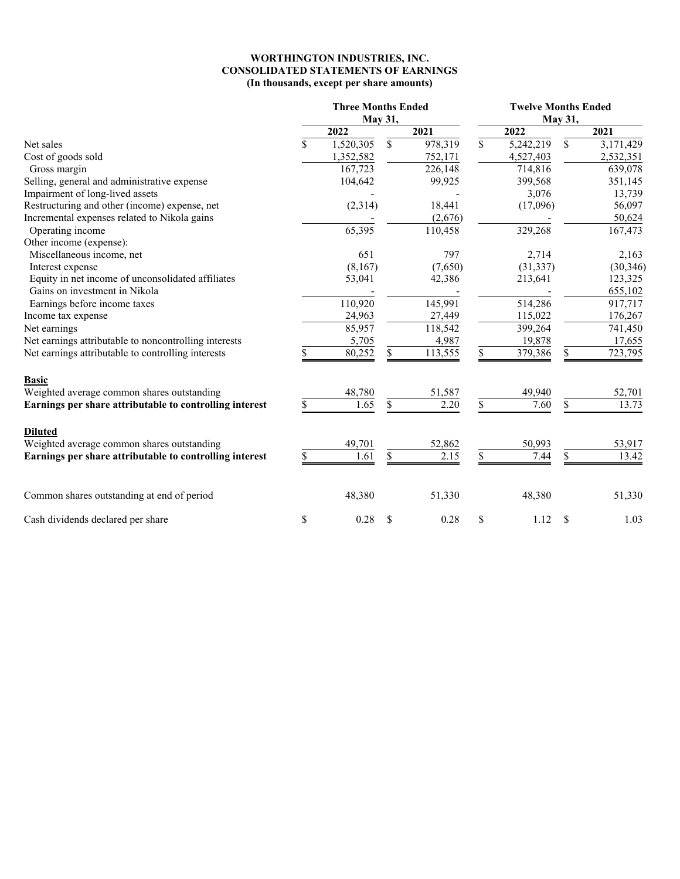**WORTHINGTON INDUSTRIES, INC.**
**CONSOLIDATED STATEMENTS OF EARNINGS**
**(In thousands, except per share amounts)**

| | Three Months Ended May 31, | | Twelve Months Ended May 31, | |
|---|---|---|---|---|
| | 2022 | 2021 | 2022 | 2021 |
| Net sales | $ 1,520,305 | $ 978,319 | $ 5,242,219 | $ 3,171,429 |
| Cost of goods sold | 1,352,582 | 752,171 | 4,527,403 | 2,532,351 |
| Gross margin | 167,723 | 226,148 | 714,816 | 639,078 |
| Selling, general and administrative expense | 104,642 | 99,925 | 399,568 | 351,145 |
| Impairment of long-lived assets | - | - | 3,076 | 13,739 |
| Restructuring and other (income) expense, net | (2,314) | 18,441 | (17,096) | 56,097 |
| Incremental expenses related to Nikola gains | - | (2,676) | - | 50,624 |
| Operating income | 65,395 | 110,458 | 329,268 | 167,473 |
| Other income (expense): | | | | |
| Miscellaneous income, net | 651 | 797 | 2,714 | 2,163 |
| Interest expense | (8,167) | (7,650) | (31,337) | (30,346) |
| Equity in net income of unconsolidated affiliates | 53,041 | 42,386 | 213,641 | 123,325 |
| Gains on investment in Nikola | - | - | - | 655,102 |
| Earnings before income taxes | 110,920 | 145,991 | 514,286 | 917,717 |
| Income tax expense | 24,963 | 27,449 | 115,022 | 176,267 |
| Net earnings | 85,957 | 118,542 | 399,264 | 741,450 |
| Net earnings attributable to noncontrolling interests | 5,705 | 4,987 | 19,878 | 17,655 |
| Net earnings attributable to controlling interests | $ 80,252 | $ 113,555 | $ 379,386 | $ 723,795 |
| **Basic** | | | | |
| Weighted average common shares outstanding | 48,780 | 51,587 | 49,940 | 52,701 |
| **Earnings per share attributable to controlling interest** | $ 1.65 | $ 2.20 | $ 7.60 | $ 13.73 |
| **Diluted** | | | | |
| Weighted average common shares outstanding | 49,701 | 52,862 | 50,993 | 53,917 |
| **Earnings per share attributable to controlling interest** | $ 1.61 | $ 2.15 | $ 7.44 | $ 13.42 |
| Common shares outstanding at end of period | 48,380 | 51,330 | 48,380 | 51,330 |
| Cash dividends declared per share | $ 0.28 | $ 0.28 | $ 1.12 | $ 1.03 |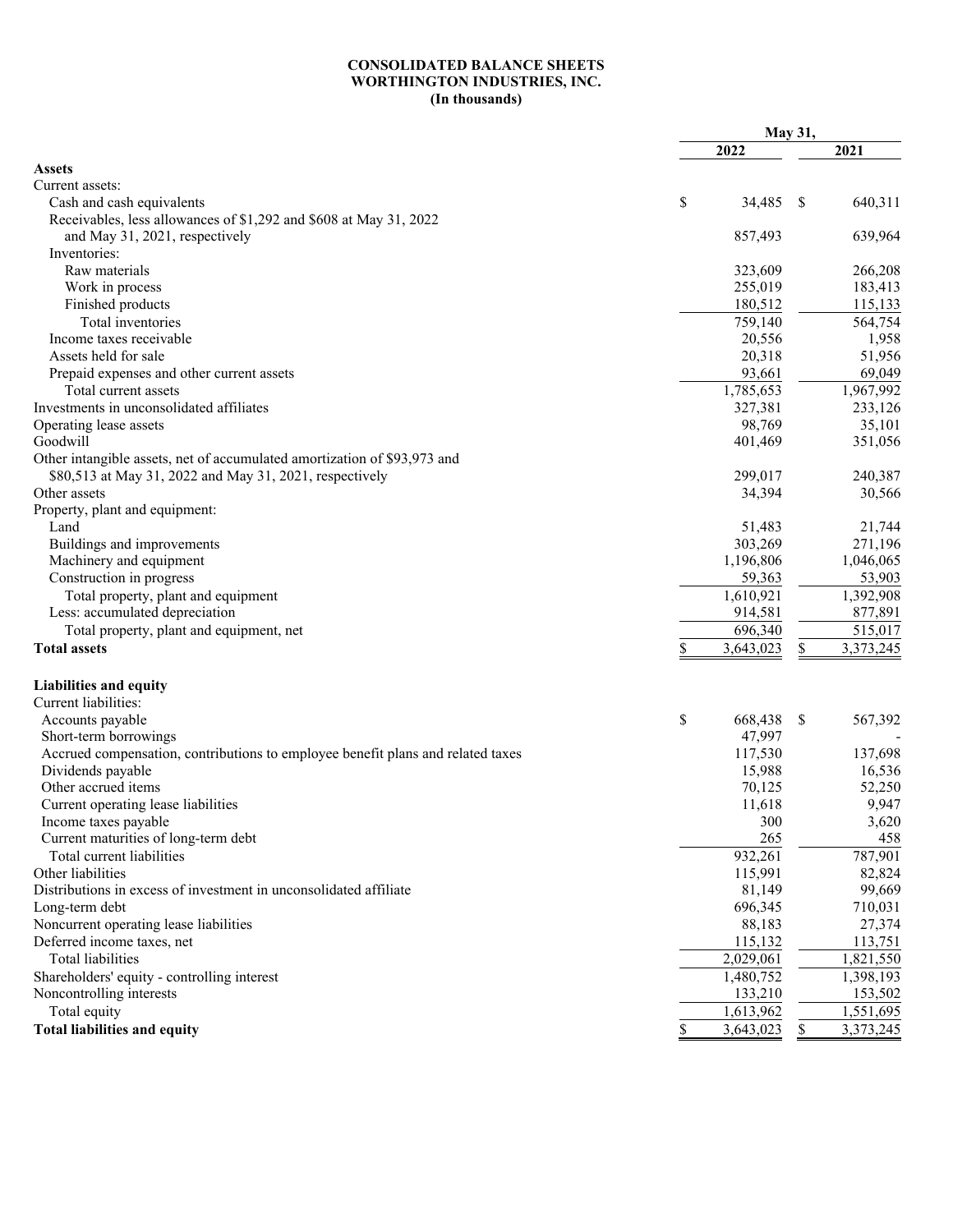**CONSOLIDATED BALANCE SHEETS**
**WORTHINGTON INDUSTRIES, INC.**
**(In thousands)**

| | May 31, | |
|---|---|---|
| | 2022 | 2021 |
| **Assets** | | |
| Current assets: | | |
| Cash and cash equivalents | $ 34,485 | $ 640,311 |
| Receivables, less allowances of $1,292 and $608 at May 31, 2022 and May 31, 2021, respectively | 857,493 | 639,964 |
| Inventories: | | |
| Raw materials | 323,609 | 266,208 |
| Work in process | 255,019 | 183,413 |
| Finished products | 180,512 | 115,133 |
| Total inventories | 759,140 | 564,754 |
| Income taxes receivable | 20,556 | 1,958 |
| Assets held for sale | 20,318 | 51,956 |
| Prepaid expenses and other current assets | 93,661 | 69,049 |
| Total current assets | 1,785,653 | 1,967,992 |
| Investments in unconsolidated affiliates | 327,381 | 233,126 |
| Operating lease assets | 98,769 | 35,101 |
| Goodwill | 401,469 | 351,056 |
| Other intangible assets, net of accumulated amortization of $93,973 and $80,513 at May 31, 2022 and May 31, 2021, respectively | 299,017 | 240,387 |
| Other assets | 34,394 | 30,566 |
| Property, plant and equipment: | | |
| Land | 51,483 | 21,744 |
| Buildings and improvements | 303,269 | 271,196 |
| Machinery and equipment | 1,196,806 | 1,046,065 |
| Construction in progress | 59,363 | 53,903 |
| Total property, plant and equipment | 1,610,921 | 1,392,908 |
| Less: accumulated depreciation | 914,581 | 877,891 |
| Total property, plant and equipment, net | 696,340 | 515,017 |
| **Total assets** | $ 3,643,023 | $ 3,373,245 |
| | | |
| **Liabilities and equity** | | |
| Current liabilities: | | |
| Accounts payable | $ 668,438 | $ 567,392 |
| Short-term borrowings | 47,997 | - |
| Accrued compensation, contributions to employee benefit plans and related taxes | 117,530 | 137,698 |
| Dividends payable | 15,988 | 16,536 |
| Other accrued items | 70,125 | 52,250 |
| Current operating lease liabilities | 11,618 | 9,947 |
| Income taxes payable | 300 | 3,620 |
| Current maturities of long-term debt | 265 | 458 |
| Total current liabilities | 932,261 | 787,901 |
| Other liabilities | 115,991 | 82,824 |
| Distributions in excess of investment in unconsolidated affiliate | 81,149 | 99,669 |
| Long-term debt | 696,345 | 710,031 |
| Noncurrent operating lease liabilities | 88,183 | 27,374 |
| Deferred income taxes, net | 115,132 | 113,751 |
| Total liabilities | 2,029,061 | 1,821,550 |
| Shareholders' equity - controlling interest | 1,480,752 | 1,398,193 |
| Noncontrolling interests | 133,210 | 153,502 |
| Total equity | 1,613,962 | 1,551,695 |
| **Total liabilities and equity** | $ 3,643,023 | $ 3,373,245 |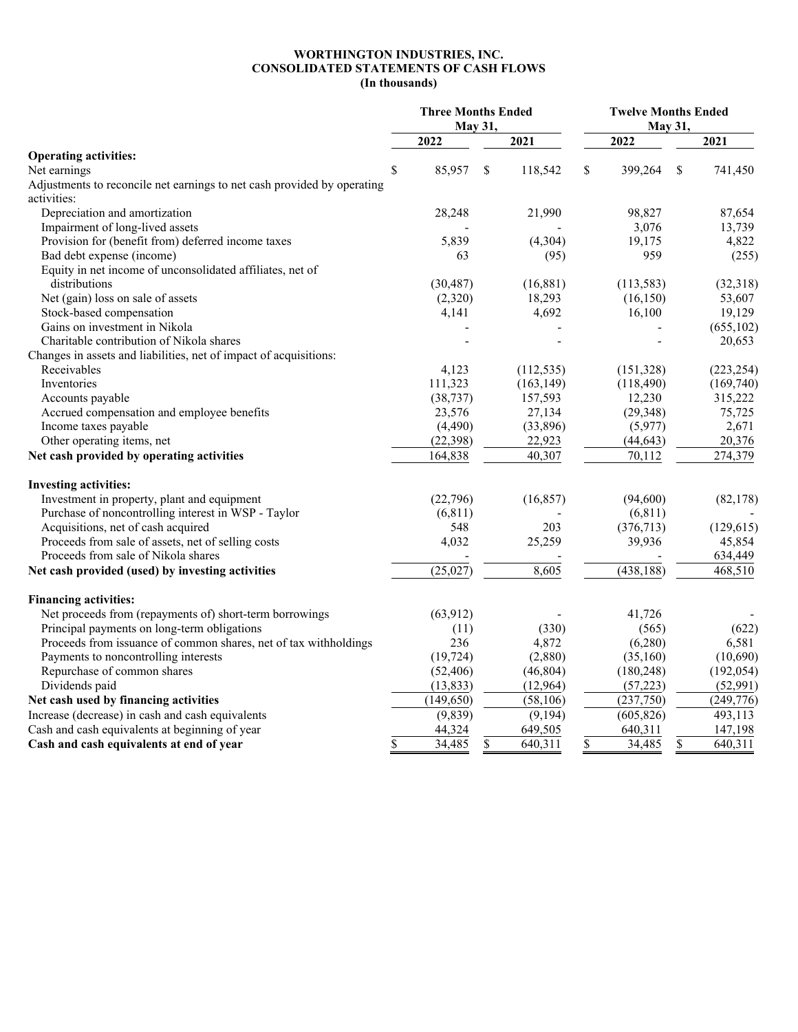**WORTHINGTON INDUSTRIES, INC.**
**CONSOLIDATED STATEMENTS OF CASH FLOWS**
**(In thousands)**

| | Three Months Ended May 31, | | Twelve Months Ended May 31, | |
|---|---|---|---|---|
| | 2022 | 2021 | 2022 | 2021 |
| **Operating activities:** | | | | |
| Net earnings | $ 85,957 | $ 118,542 | $ 399,264 | $ 741,450 |
| Adjustments to reconcile net earnings to net cash provided by operating activities: | | | | |
| Depreciation and amortization | 28,248 | 21,990 | 98,827 | 87,654 |
| Impairment of long-lived assets | - | - | 3,076 | 13,739 |
| Provision for (benefit from) deferred income taxes | 5,839 | (4,304) | 19,175 | 4,822 |
| Bad debt expense (income) | 63 | (95) | 959 | (255) |
| Equity in net income of unconsolidated affiliates, net of distributions | (30,487) | (16,881) | (113,583) | (32,318) |
| Net (gain) loss on sale of assets | (2,320) | 18,293 | (16,150) | 53,607 |
| Stock-based compensation | 4,141 | 4,692 | 16,100 | 19,129 |
| Gains on investment in Nikola | - | - | - | (655,102) |
| Charitable contribution of Nikola shares | - | - | - | 20,653 |
| Changes in assets and liabilities, net of impact of acquisitions: | | | | |
| Receivables | 4,123 | (112,535) | (151,328) | (223,254) |
| Inventories | 111,323 | (163,149) | (118,490) | (169,740) |
| Accounts payable | (38,737) | 157,593 | 12,230 | 315,222 |
| Accrued compensation and employee benefits | 23,576 | 27,134 | (29,348) | 75,725 |
| Income taxes payable | (4,490) | (33,896) | (5,977) | 2,671 |
| Other operating items, net | (22,398) | 22,923 | (44,643) | 20,376 |
| **Net cash provided by operating activities** | 164,838 | 40,307 | 70,112 | 274,379 |
| **Investing activities:** | | | | |
| Investment in property, plant and equipment | (22,796) | (16,857) | (94,600) | (82,178) |
| Purchase of noncontrolling interest in WSP - Taylor | (6,811) | - | (6,811) | - |
| Acquisitions, net of cash acquired | 548 | 203 | (376,713) | (129,615) |
| Proceeds from sale of assets, net of selling costs | 4,032 | 25,259 | 39,936 | 45,854 |
| Proceeds from sale of Nikola shares | - | - | - | 634,449 |
| **Net cash provided (used) by investing activities** | (25,027) | 8,605 | (438,188) | 468,510 |
| **Financing activities:** | | | | |
| Net proceeds from (repayments of) short-term borrowings | (63,912) | - | 41,726 | - |
| Principal payments on long-term obligations | (11) | (330) | (565) | (622) |
| Proceeds from issuance of common shares, net of tax withholdings | 236 | 4,872 | (6,280) | 6,581 |
| Payments to noncontrolling interests | (19,724) | (2,880) | (35,160) | (10,690) |
| Repurchase of common shares | (52,406) | (46,804) | (180,248) | (192,054) |
| Dividends paid | (13,833) | (12,964) | (57,223) | (52,991) |
| **Net cash used by financing activities** | (149,650) | (58,106) | (237,750) | (249,776) |
| Increase (decrease) in cash and cash equivalents | (9,839) | (9,194) | (605,826) | 493,113 |
| Cash and cash equivalents at beginning of year | 44,324 | 649,505 | 640,311 | 147,198 |
| **Cash and cash equivalents at end of year** | $ 34,485 | $ 640,311 | $ 34,485 | $ 640,311 |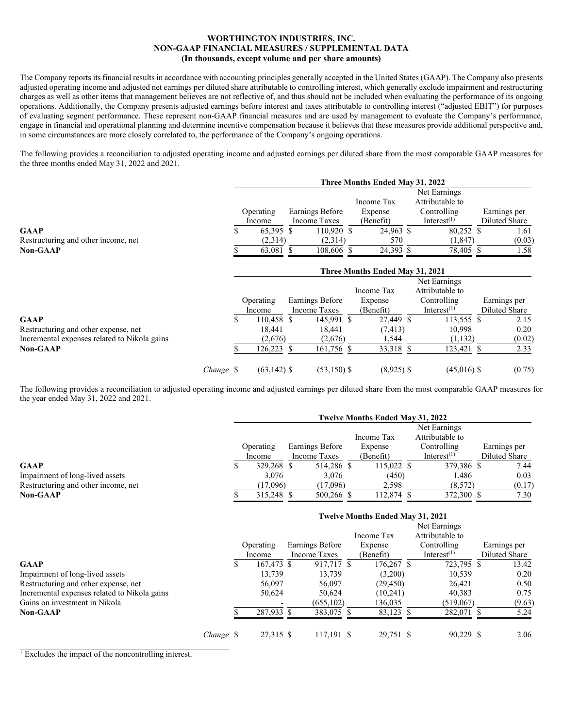# WORTHINGTON INDUSTRIES, INC.
## NON-GAAP FINANCIAL MEASURES / SUPPLEMENTAL DATA
### (In thousands, except volume and per share amounts)

The Company reports its financial results in accordance with accounting principles generally accepted in the United States (GAAP). The Company also presents adjusted operating income and adjusted net earnings per diluted share attributable to controlling interest, which generally exclude impairment and restructuring charges as well as other items that management believes are not reflective of, and thus should not be included when evaluating the performance of its ongoing operations. Additionally, the Company presents adjusted earnings before interest and taxes attributable to controlling interest ("adjusted EBIT") for purposes of evaluating segment performance. These represent non-GAAP financial measures and are used by management to evaluate the Company's performance, engage in financial and operational planning and determine incentive compensation because it believes that these measures provide additional perspective and, in some circumstances are more closely correlated to, the performance of the Company's ongoing operations.

The following provides a reconciliation to adjusted operating income and adjusted earnings per diluted share from the most comparable GAAP measures for the three months ended May 31, 2022 and 2021.

| Three Months Ended May 31, 2022 | Operating Income | Earnings Before Income Taxes | Income Tax Expense (Benefit) | Net Earnings Attributable to Controlling Interest[1] | Earnings per Diluted Share |
|---|---|---|---|---|---|
| **GAAP** | $ 65,395 | $ 110,920 | $ 24,963 | $ 80,252 | $ 1.61 |
| Restructuring and other income, net | (2,314) | (2,314) | 570 | (1,847) | (0.03) |
| **Non-GAAP** | $ 63,081 | $ 108,606 | $ 24,393 | $ 78,405 | $ 1.58 |

| Three Months Ended May 31, 2021 | Operating Income | Earnings Before Income Taxes | Income Tax Expense (Benefit) | Net Earnings Attributable to Controlling Interest[1] | Earnings per Diluted Share |
|---|---|---|---|---|---|
| **GAAP** | $ 110,458 | $ 145,991 | $ 27,449 | $ 113,555 | $ 2.15 |
| Restructuring and other expense, net | 18,441 | 18,441 | (7,413) | 10,998 | 0.20 |
| Incremental expenses related to Nikola gains | (2,676) | (2,676) | 1,544 | (1,132) | (0.02) |
| **Non-GAAP** | $ 126,223 | $ 161,756 | $ 33,318 | $ 123,421 | $ 2.33 |
| *Change* | $ (63,142) | $ (53,150) | $ (8,925) | $ (45,016) | $ (0.75) |

The following provides a reconciliation to adjusted operating income and adjusted earnings per diluted share from the most comparable GAAP measures for the year ended May 31, 2022 and 2021.

| Twelve Months Ended May 31, 2022 | Operating Income | Earnings Before Income Taxes | Income Tax Expense (Benefit) | Net Earnings Attributable to Controlling Interest[1] | Earnings per Diluted Share |
|---|---|---|---|---|---|
| **GAAP** | $ 329,268 | $ 514,286 | $ 115,022 | $ 379,386 | $ 7.44 |
| Impairment of long-lived assets | 3,076 | 3,076 | (450) | 1,486 | 0.03 |
| Restructuring and other income, net | (17,096) | (17,096) | 2,598 | (8,572) | (0.17) |
| **Non-GAAP** | $ 315,248 | $ 500,266 | $ 112,874 | $ 372,300 | $ 7.30 |

| Twelve Months Ended May 31, 2021 | Operating Income | Earnings Before Income Taxes | Income Tax Expense (Benefit) | Net Earnings Attributable to Controlling Interest[1] | Earnings per Diluted Share |
|---|---|---|---|---|---|
| **GAAP** | $ 167,473 | $ 917,717 | $ 176,267 | $ 723,795 | $ 13.42 |
| Impairment of long-lived assets | 13,739 | 13,739 | (3,200) | 10,539 | 0.20 |
| Restructuring and other expense, net | 56,097 | 56,097 | (29,450) | 26,421 | 0.50 |
| Incremental expenses related to Nikola gains | 50,624 | 50,624 | (10,241) | 40,383 | 0.75 |
| Gains on investment in Nikola | - | (655,102) | 136,035 | (519,067) | (9.63) |
| **Non-GAAP** | $ 287,933 | $ 383,075 | $ 83,123 | $ 282,071 | $ 5.24 |
| *Change* | $ 27,315 | $ 117,191 | $ 29,751 | $ 90,229 | $ 2.06 |

[1] Excludes the impact of the noncontrolling interest.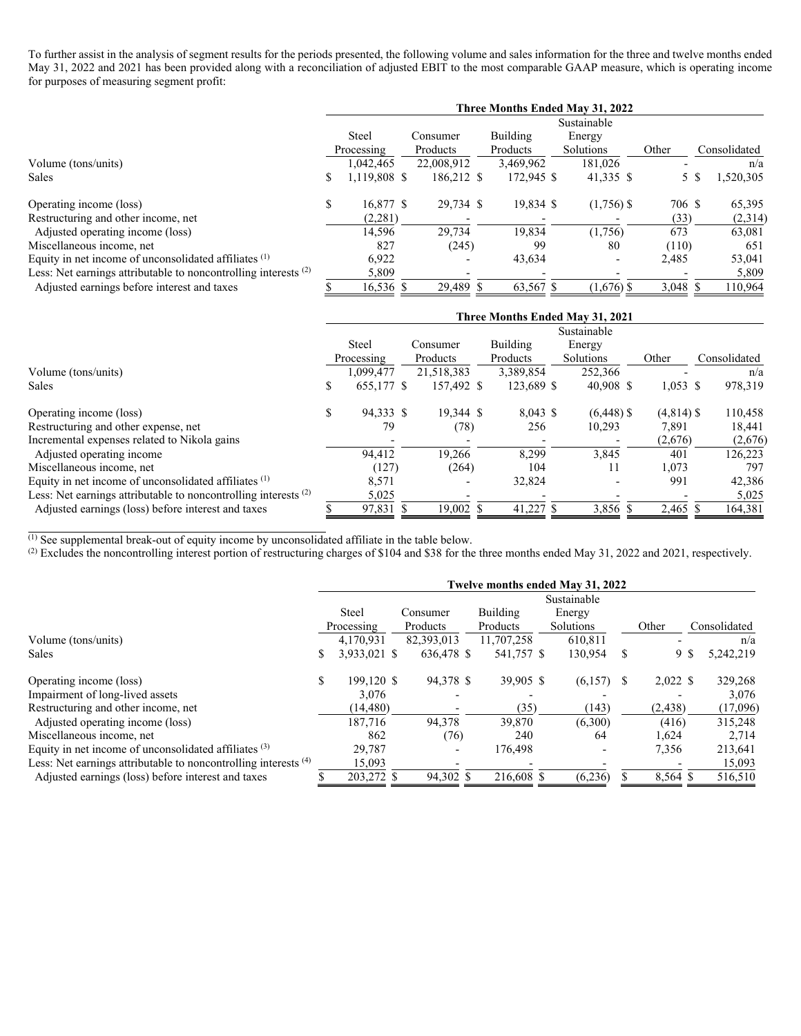To further assist in the analysis of segment results for the periods presented, the following volume and sales information for the three and twelve months ended May 31, 2022 and 2021 has been provided along with a reconciliation of adjusted EBIT to the most comparable GAAP measure, which is operating income for purposes of measuring segment profit:

| | Three Months Ended May 31, 2022 | | | | | |
|---|---|---|---|---|---|---|
| | Steel Processing | Consumer Products | Building Products | Sustainable Energy Solutions | Other | Consolidated |
| Volume (tons/units) | 1,042,465 | 22,008,912 | 3,469,962 | 181,026 | - | n/a |
| Sales | $ 1,119,808 | $ 186,212 | $ 172,945 | $ 41,335 | $ 5 | $ 1,520,305 |
| Operating income (loss) | $ 16,877 | $ 29,734 | $ 19,834 | $ (1,756) | $ 706 | $ 65,395 |
| Restructuring and other income, net | (2,281) | - | - | - | (33) | (2,314) |
| Adjusted operating income (loss) | 14,596 | 29,734 | 19,834 | (1,756) | 673 | 63,081 |
| Miscellaneous income, net | 827 | (245) | 99 | 80 | (110) | 651 |
| Equity in net income of unconsolidated affiliates (1) | 6,922 | - | 43,634 | - | 2,485 | 53,041 |
| Less: Net earnings attributable to noncontrolling interests (2) | 5,809 | - | - | - | - | 5,809 |
| Adjusted earnings before interest and taxes | $ 16,536 | $ 29,489 | $ 63,567 | $ (1,676) | $ 3,048 | $ 110,964 |

| | Three Months Ended May 31, 2021 | | | | | |
|---|---|---|---|---|---|---|
| | Steel Processing | Consumer Products | Building Products | Sustainable Energy Solutions | Other | Consolidated |
| Volume (tons/units) | 1,099,477 | 21,518,383 | 3,389,854 | 252,366 | - | n/a |
| Sales | $ 655,177 | $ 157,492 | $ 123,689 | $ 40,908 | $ 1,053 | $ 978,319 |
| Operating income (loss) | $ 94,333 | $ 19,344 | $ 8,043 | $ (6,448) | $ (4,814) | $ 110,458 |
| Restructuring and other expense, net | 79 | (78) | 256 | 10,293 | 7,891 | 18,441 |
| Incremental expenses related to Nikola gains | - | - | - | - | (2,676) | (2,676) |
| Adjusted operating income | 94,412 | 19,266 | 8,299 | 3,845 | 401 | 126,223 |
| Miscellaneous income, net | (127) | (264) | 104 | 11 | 1,073 | 797 |
| Equity in net income of unconsolidated affiliates (1) | 8,571 | - | 32,824 | - | 991 | 42,386 |
| Less: Net earnings attributable to noncontrolling interests (2) | 5,025 | - | - | - | - | 5,025 |
| Adjusted earnings (loss) before interest and taxes | $ 97,831 | $ 19,002 | $ 41,227 | $ 3,856 | $ 2,465 | $ 164,381 |

(1) See supplemental break-out of equity income by unconsolidated affiliate in the table below.
(2) Excludes the noncontrolling interest portion of restructuring charges of $104 and $38 for the three months ended May 31, 2022 and 2021, respectively.

| | Twelve months ended May 31, 2022 | | | | | |
|---|---|---|---|---|---|---|
| | Steel Processing | Consumer Products | Building Products | Sustainable Energy Solutions | Other | Consolidated |
| Volume (tons/units) | 4,170,931 | 82,393,013 | 11,707,258 | 610,811 | - | n/a |
| Sales | $ 3,933,021 | $ 636,478 | $ 541,757 | $ 130,954 | $ 9 | $ 5,242,219 |
| Operating income (loss) | $ 199,120 | $ 94,378 | $ 39,905 | $ (6,157) | $ 2,022 | $ 329,268 |
| Impairment of long-lived assets | 3,076 | - | - | - | - | 3,076 |
| Restructuring and other income, net | (14,480) | - | (35) | (143) | (2,438) | (17,096) |
| Adjusted operating income (loss) | 187,716 | 94,378 | 39,870 | (6,300) | (416) | 315,248 |
| Miscellaneous income, net | 862 | (76) | 240 | 64 | 1,624 | 2,714 |
| Equity in net income of unconsolidated affiliates (3) | 29,787 | - | 176,498 | - | 7,356 | 213,641 |
| Less: Net earnings attributable to noncontrolling interests (4) | 15,093 | - | - | - | - | 15,093 |
| Adjusted earnings (loss) before interest and taxes | $ 203,272 | $ 94,302 | $ 216,608 | $ (6,236) | $ 8,564 | $ 516,510 |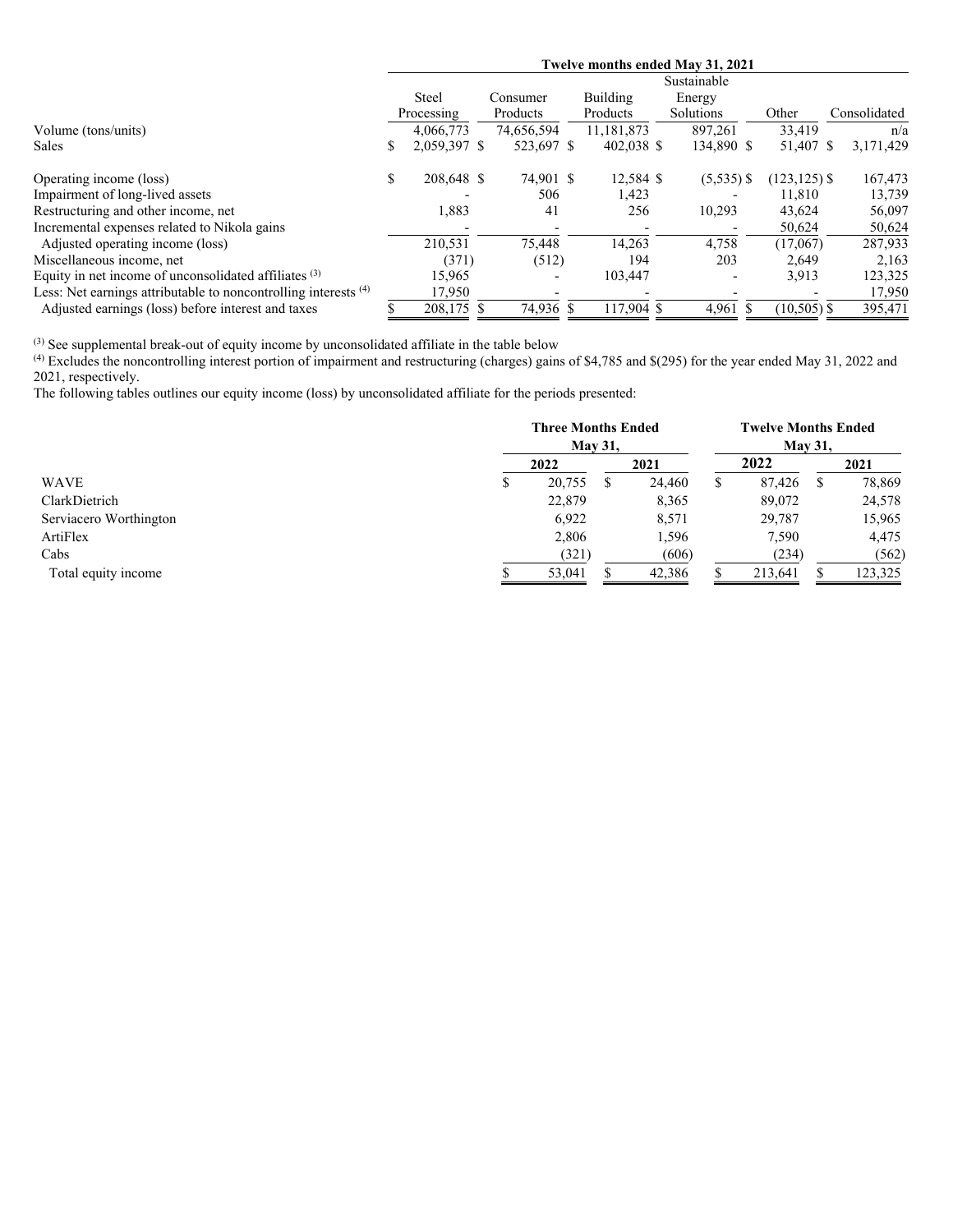| | Twelve months ended May 31, 2021 | | | | | |
|---|---|---|---|---|---|---|
| | Steel Processing | Consumer Products | Building Products | Sustainable Energy Solutions | Other | Consolidated |
| Volume (tons/units) | 4,066,773 | 74,656,594 | 11,181,873 | 897,261 | 33,419 | n/a |
| Sales | $ 2,059,397 | $ 523,697 | $ 402,038 | $ 134,890 | $ 51,407 | $ 3,171,429 |
| Operating income (loss) | $ 208,648 | $ 74,901 | $ 12,584 | $ (5,535) | $ (123,125) | $ 167,473 |
| Impairment of long-lived assets | - | 506 | 1,423 | - | 11,810 | 13,739 |
| Restructuring and other income, net | 1,883 | 41 | 256 | 10,293 | 43,624 | 56,097 |
| Incremental expenses related to Nikola gains | - | - | - | - | 50,624 | 50,624 |
| Adjusted operating income (loss) | 210,531 | 75,448 | 14,263 | 4,758 | (17,067) | 287,933 |
| Miscellaneous income, net | (371) | (512) | 194 | 203 | 2,649 | 2,163 |
| Equity in net income of unconsolidated affiliates [3] | 15,965 | - | 103,447 | - | 3,913 | 123,325 |
| Less: Net earnings attributable to noncontrolling interests [4] | 17,950 | - | - | - | - | 17,950 |
| Adjusted earnings (loss) before interest and taxes | $ 208,175 | $ 74,936 | $ 117,904 | $ 4,961 | $ (10,505) | $ 395,471 |

[3] See supplemental break-out of equity income by unconsolidated affiliate in the table below

[4] Excludes the noncontrolling interest portion of impairment and restructuring (charges) gains of $4,785 and $(295) for the year ended May 31, 2022 and 2021, respectively.

The following tables outlines our equity income (loss) by unconsolidated affiliate for the periods presented:

| | Three Months Ended May 31, | | Twelve Months Ended May 31, | |
|---|---|---|---|---|
| | 2022 | 2021 | 2022 | 2021 |
| WAVE | $ 20,755 | $ 24,460 | $ 87,426 | $ 78,869 |
| ClarkDietrich | 22,879 | 8,365 | 89,072 | 24,578 |
| Serviacero Worthington | 6,922 | 8,571 | 29,787 | 15,965 |
| ArtiFlex | 2,806 | 1,596 | 7,590 | 4,475 |
| Cabs | (321) | (606) | (234) | (562) |
| Total equity income | $ 53,041 | $ 42,386 | $ 213,641 | $ 123,325 |